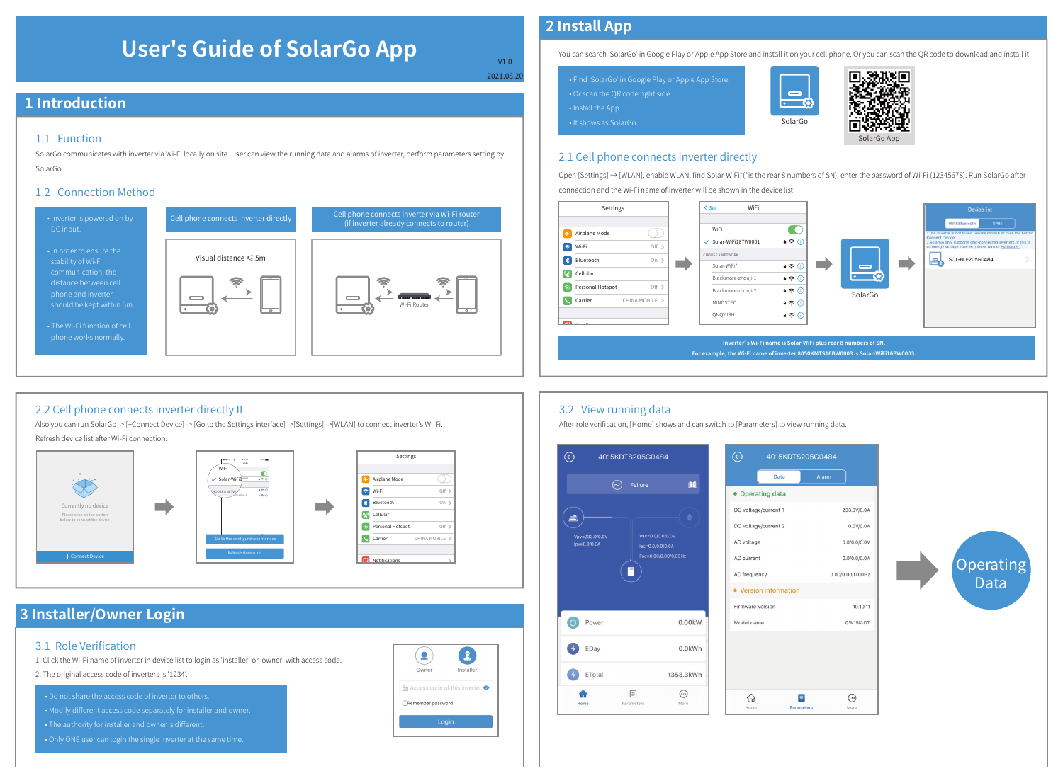# User's Guide of SolarGo App

V1.0

2021.08.20

## 1 Introduction

### 1.1 Function

SolarGo communicates with inverter via Wi-Fi locally on site. User can view the running data and alarms of inverter, perform parameters setting by SolarGo.

### 1.2 Connection Method

- Inverter is powered on by DC input.
- In order to ensure the stability of Wi-Fi communication, the distance between cell phone and inverter should be kept within 5m.
- The Wi-Fi function of cell phone works normally.

Cell phone connects inverter directly

Visual distance ≤ 5m

Cell phone connects inverter via Wi-Fi router (if inverter already connects to router)

Wi-Fi Router

## 2 Install App

You can search 'SolarGo' in Google Play or Apple App Store and install it on your cell phone. Or you can scan the QR code to download and install it.

- Find 'SolarGo' in Google Play or Apple App Store.
- Or scan the QR code right side.
- Install the App.
- It shows as SolarGo.

SolarGo

SolarGo App

### 2.1 Cell phone connects inverter directly

Open [Settings] → [WLAN], enable WLAN, find Solar-WiFi* (*is the rear 8 numbers of SN), enter the password of Wi-Fi (12345678). Run SolarGo after connection and the Wi-Fi name of inverter will be shown in the device list.

**Inverter's Wi-Fi name is Solar-WiFi plus rear 8 numbers of SN.**
**For example, the Wi-Fi name of inverter 8050KMTS16BW0003 is Solar-WiFi16BW0003.**

### 2.2 Cell phone connects inverter directly II

Also you can run SolarGo -> [+Connect Device] -> [Go to the Settings interface] ->[Settings] ->[WLAN] to connect inverter's Wi-Fi.
Refresh device list after Wi-Fi connection.

## 3 Installer/Owner Login

### 3.1 Role Verification

1. Click the Wi-Fi name of inverter in device list to login as 'installer' or 'owner' with access code.
2. The original access code of inverters is '1234'.

- Do not share the access code of inverter to others.
- Modify different access code separately for installer and owner.
- The authority for installer and owner is different.
- Only ONE user can login the single inverter at the same time.

### 3.2 View running data

After role verification, [Home] shows and can switch to [Parameters] to view running data.

Operating Data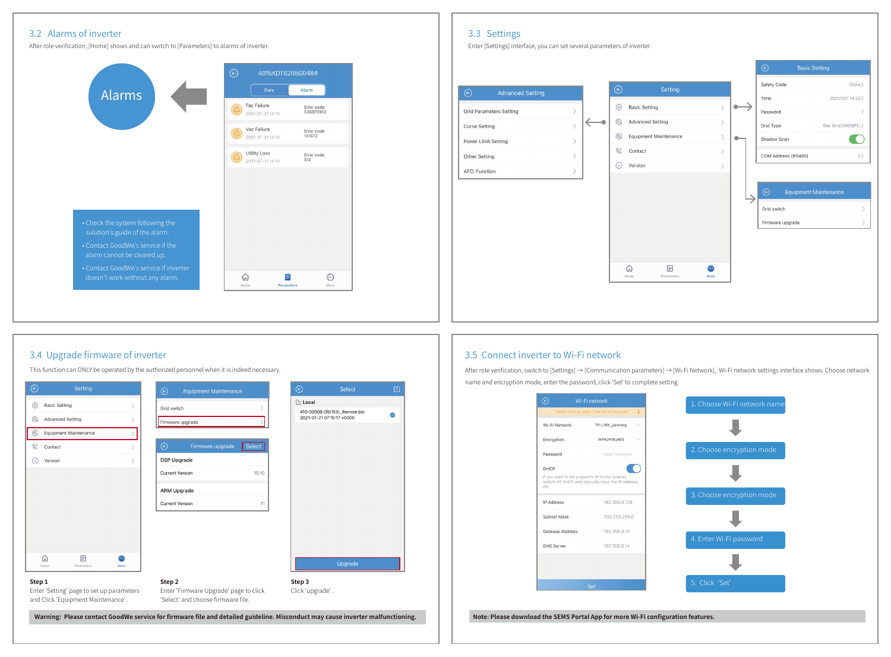## 3.2 Alarms of inverter

After role verification, [Home] shows and can switch to [Parameters] to alarms of inverter.

Alarms

4015KDTS205G0484

Data | Alarm

| Alarm | Time | Error code |
|---|---|---|
| Fac Failure | 2021-07-21 14:13 | Error code: 536870912 |
| Vac Failure | 2021-07-21 14:13 | Error code: 131072 |
| Utility Loss | 2021-07-21 14:13 | Error code: 512 |

Home | Parameters | More

- Check the system following the sulution's guide of the alarm.
- Contact GoodWe's service if the alarm cannot be cleared up.
- Contact GoodWe's service if inverter doesn't work without any alarm.

## 3.3 Settings

Enter [Settings] interface, you can set several parameters of inverter.

**Setting**
- Basic Setting
- Advanced Setting
- Equipment Maintenance
- Contact
- Version

Home | Parameters | More

**Advanced Setting**
- Grid Parameters Setting
- Curve Setting
- Power Limit Setting
- Other Setting
- AFCI Function

**Basic Setting**

| Setting | Value |
|---|---|
| Safety Code | China |
| Time | 2021/7/21 14:22 |
| Password | |
| Grid Type | Star Grid(3W/N/PE) |
| Shadow Scan | |
| COM Address (RS485) | 0 |

**Equipment Maintenance**
- Grid switch
- Firmware upgrade

## 3.4 Upgrade firmware of inverter

This function can ONLY be operated by the authorized personnel when it is indeed necessary.

**Setting**
- Basic Setting
- Advanced Setting
- Equipment Maintenance
- Contact
- Version

**Equipment Maintenance**
- Grid switch
- Firmware upgrade

**Firmware upgrade** — Select

| | |
|---|---|
| DSP Upgrade | |
| Current Version | 10.10 |
| ARM Upgrade | |
| Current Version | 11 |

**Select**

Local

410-02008-05(153)_Remote.bin
2021-07-21 07:16:17 +0000

Upgrade

**Step 1**
Enter 'Setting' page to set up parameters and Click 'Equipment Maintenance' .

**Step 2**
Enter 'Firmware Upgrade' page to click 'Select' and choose firmware file.

**Step 3**
Click 'upgrade' .

**Warning: Please contact GoodWe service for firmware file and detailed guideline. Misconduct may cause inverter malfunctioning.**

## 3.5 Connect inverter to Wi-Fi network

After role verification, switch to [Settings] → [Communication parameters] → [Wi-Fi Network], Wi-Fi network settings interface shows. Choose network name and encryption mode, enter the password, click 'Set' to complete setting.

**Wi-Fi network**

Touch here to select the Wi-Fi network

| | |
|---|---|
| Wi-Fi Network | TP-LINK_jiankong |
| Encryption | WPA2PSK/AES |
| Password | Input Password |
| DHCP | |
| IP Address | 192.168.9.129 |
| Subnet Mask | 255.255.255.0 |
| Gateway Address | 192.168.9.14 |
| DNS Server | 192.168.9.14 |

If you want to set a specific IP to the inverter, switch off DHCP and manually input the IP address, etc.

Set

1. Choose Wi-Fi network name
2. Choose encryption mode
3. Choose encryption mode
4. Enter Wi-Fi password
5. Click 'Set'

**Note: Please download the SEMS Portal App for more Wi-Fi configuration features.**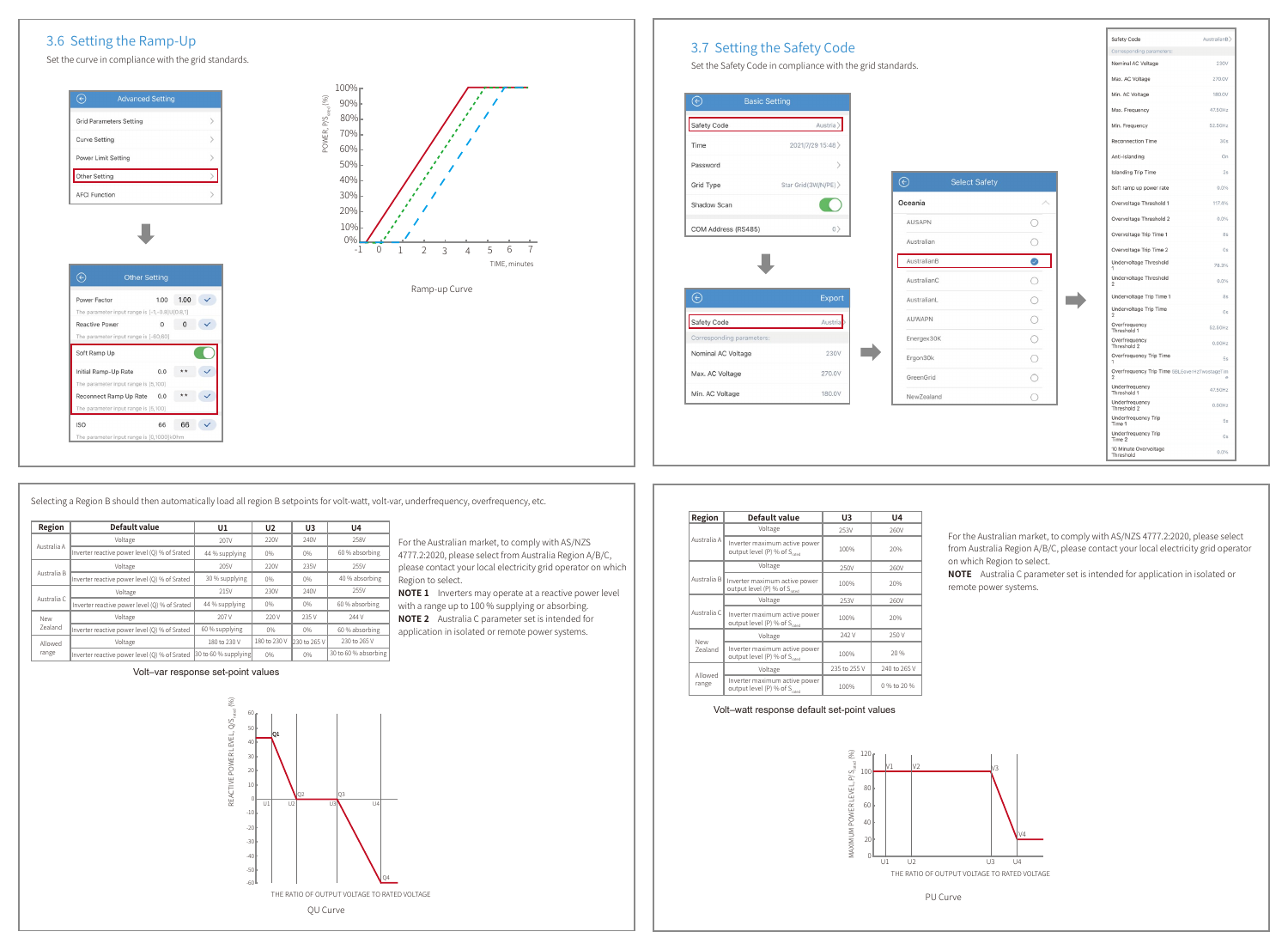## 3.6 Setting the Ramp-Up

Set the curve in compliance with the grid standards.

**Advanced Setting**

- Grid Parameters Setting
- Curve Setting
- Power Limit Setting
- Other Setting
- AFCI Function

**Other Setting**

| Parameter | Value | Input |
|---|---|---|
| Power Factor | 1.00 | 1.00 |
| The parameter input range is [-1,-0.8]U[0.8,1] | | |
| Reactive Power | 0 | 0 |
| The parameter input range is [-60,60] | | |
| Soft Ramp Up | | On |
| Initial Ramp-Up Rate | 0.0 | ** |
| The parameter input range is [5,100] | | |
| Reconnect Ramp Up Rate | 0.0 | ** |
| The parameter input range is [5,100] | | |
| ISO | 66 | 66 |
| The parameter input range is [0,1000]kOhm | | |

Ramp-up Curve

## 3.7 Setting the Safety Code

Set the Safety Code in compliance with the grid standards.

**Basic Setting**

| Item | Value |
|---|---|
| Safety Code | Austria |
| Time | 2021/7/29 15:48 |
| Password | |
| Grid Type | Star Grid(3W/N/PE) |
| Shadow Scan | On |
| COM Address (RS485) | 0 |

**Export**

| Item | Value |
|---|---|
| Safety Code | Austria |
| Corresponding parameters: | |
| Nominal AC Voltage | 230V |
| Max. AC Voltage | 270.0V |
| Min. AC Voltage | 180.0V |

**Select Safety**

Oceania

- AUSAPN
- Australian
- AustralianB (selected)
- AustralianC
- AustralianL
- AUWAPN
- Energex30K
- Ergon30k
- GreenGrid
- NewZealand

| Item | Value |
|---|---|
| Safety Code | AustralianB |
| Corresponding parameters: | |
| Nominal AC Voltage | 230V |
| Max. AC Voltage | 270.0V |
| Min. AC Voltage | 180.0V |
| Max. Frequency | 47.50Hz |
| Min. Frequency | 52.50Hz |
| Reconnection Time | 30s |
| Anti-islanding | On |
| Islanding Trip Time | 2s |
| Soft ramp up power rate | 0.0% |
| Overvoltage Threshold 1 | 117.4% |
| Overvoltage Threshold 2 | 0.0% |
| Overvoltage Trip Time 1 | 8s |
| Overvoltage Trip Time 2 | 0s |
| Undervoltage Threshold 1 | 78.3% |
| Undervoltage Threshold 2 | 0.0% |
| Undervoltage Trip Time 1 | 8s |
| Undervoltage Trip Time 2 | 0s |
| Overfrequency Threshold 1 | 52.50Hz |
| Overfrequency Threshold 2 | 0.00Hz |
| Overfrequency Trip Time 1 | 5s |
| Overfrequency Trip Time 2 | 0s |
| Underfrequency Threshold 1 | 47.50Hz |
| Underfrequency Threshold 2 | 0.00Hz |
| Underfrequency Trip Time 1 | 5s |
| Underfrequency Trip Time 2 | 0s |
| 10 Minute Overvoltage Threshold | 0.0% |

Selecting a Region B should then automatically load all region B setpoints for volt-watt, volt-var, underfrequency, overfrequency, etc.

| Region | Default value | U1 | U2 | U3 | U4 |
|---|---|---|---|---|---|
| Australia A | Voltage | 207V | 220V | 240V | 258V |
| | Inverter reactive power level (Q) % of Srated | 44 % supplying | 0% | 0% | 60 % absorbing |
| Australia B | Voltage | 205V | 220V | 235V | 255V |
| | Inverter reactive power level (Q) % of Srated | 30 % supplying | 0% | 0% | 40 % absorbing |
| Australia C | Voltage | 215V | 230V | 240V | 255V |
| | Inverter reactive power level (Q) % of Srated | 44 % supplying | 0% | 0% | 60 % absorbing |
| New Zealand | Voltage | 207 V | 220 V | 235 V | 244 V |
| | Inverter reactive power level (Q) % of Srated | 60 % supplying | 0% | 0% | 60 % absorbing |
| Allowed range | Voltage | 180 to 230 V | 180 to 230 V | 230 to 265 V | 230 to 265 V |
| | Inverter reactive power level (Q) % of Srated | 30 to 60 % supplying | 0% | 0% | 30 to 60 % absorbing |

Volt–var response set-point values

For the Australian market, to comply with AS/NZS 4777.2:2020, please select from Australia Region A/B/C, please contact your local electricity grid operator on which Region to select.

**NOTE 1** Inverters may operate at a reactive power level with a range up to 100 % supplying or absorbing.

**NOTE 2** Australia C parameter set is intended for application in isolated or remote power systems.

QU Curve

| Region | Default value | U3 | U4 |
|---|---|---|---|
| Australia A | Voltage | 253V | 260V |
| | Inverter maximum active power output level (P) % of $S_{rated}$ | 100% | 20% |
| Australia B | Voltage | 250V | 260V |
| | Inverter maximum active power output level (P) % of $S_{rated}$ | 100% | 20% |
| Australia C | Voltage | 253V | 260V |
| | Inverter maximum active power output level (P) % of $S_{rated}$ | 100% | 20% |
| New Zealand | Voltage | 242 V | 250 V |
| | Inverter maximum active power output level (P) % of $S_{rated}$ | 100% | 20 % |
| Allowed range | Voltage | 235 to 255 V | 240 to 265 V |
| | Inverter maximum active power output level (P) % of $S_{rated}$ | 100% | 0 % to 20 % |

Volt–watt response default set-point values

For the Australian market, to comply with AS/NZS 4777.2:2020, please select from Australia Region A/B/C, please contact your local electricity grid operator on which Region to select.

**NOTE** Australia C parameter set is intended for application in isolated or remote power systems.

PU Curve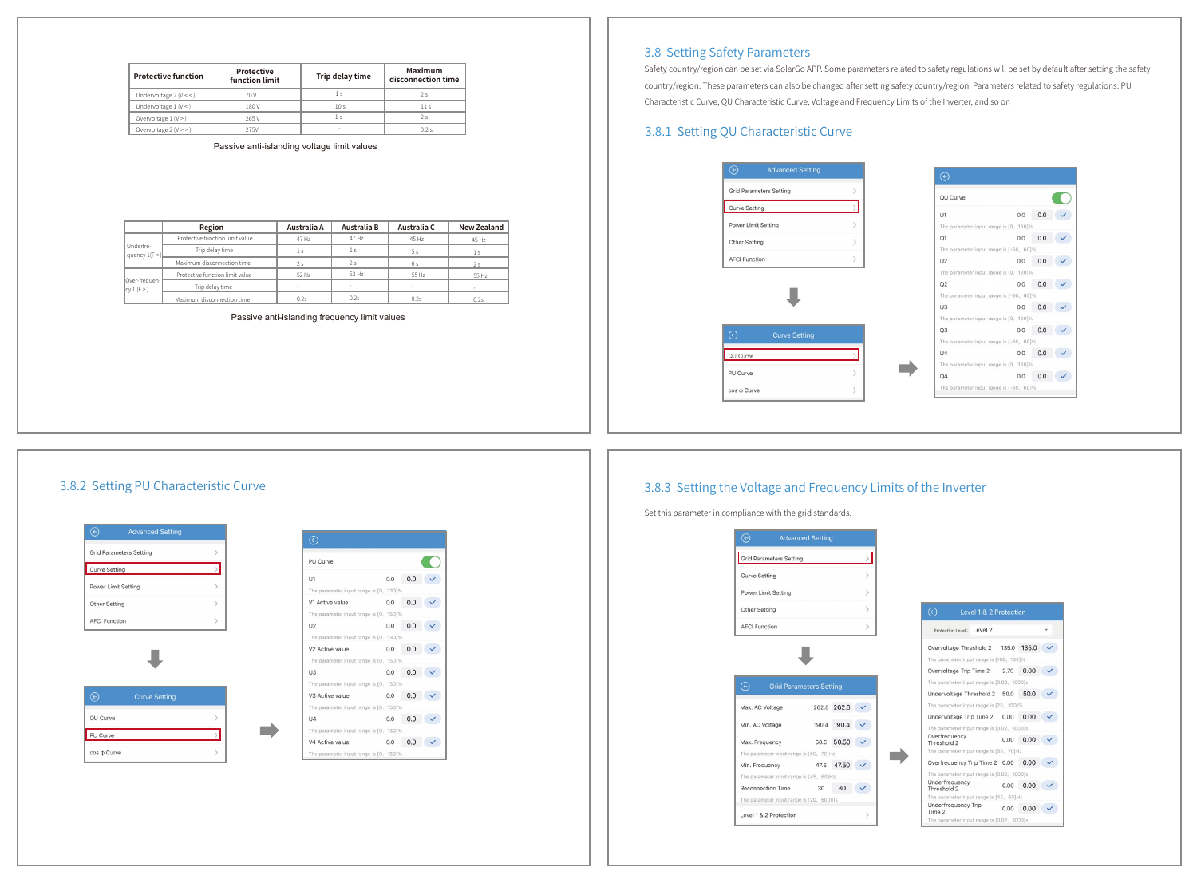| Protective function | Protective function limit | Trip delay time | Maximum disconnection time |
|---|---|---|---|
| Undervoltage 2 (V < <) | 70 V | 1 s | 2 s |
| Undervoltage 1 (V < ) | 180 V | 10 s | 11 s |
| Overvoltage 1 (V > ) | 265 V | 1 s | 2 s |
| Overvoltage 2 (V > > ) | 275V | - | 0.2 s |

Passive anti-islanding voltage limit values

| | Region | Australia A | Australia B | Australia C | New Zealand |
|---|---|---|---|---|---|
| Underfrequency 1(F < ) | Protective function limit value | 47 Hz | 47 Hz | 45 Hz | 45 Hz |
| | Trip delay time | 1 s | 1 s | 5 s | 1 s |
| | Maximum disconnection time | 2 s | 2 s | 6 s | 2 s |
| Over-frequency 1 (F > ) | Protective function limit value | 52 Hz | 52 Hz | 55 Hz | 55 Hz |
| | Trip delay time | - | - | - | - |
| | Maximum disconnection time | 0.2s | 0.2s | 0.2s | 0.2 s |

Passive anti-islanding frequency limit values

## 3.8 Setting Safety Parameters

Safety country/region can be set via SolarGo APP. Some parameters related to safety regulations will be set by default after setting the safety country/region. These parameters can also be changed after setting safety country/region. Parameters related to safety regulations: PU Characteristic Curve, QU Characteristic Curve, Voltage and Frequency Limits of the Inverter, and so on

### 3.8.1 Setting QU Characteristic Curve

### 3.8.2 Setting PU Characteristic Curve

### 3.8.3 Setting the Voltage and Frequency Limits of the Inverter

Set this parameter in compliance with the grid standards.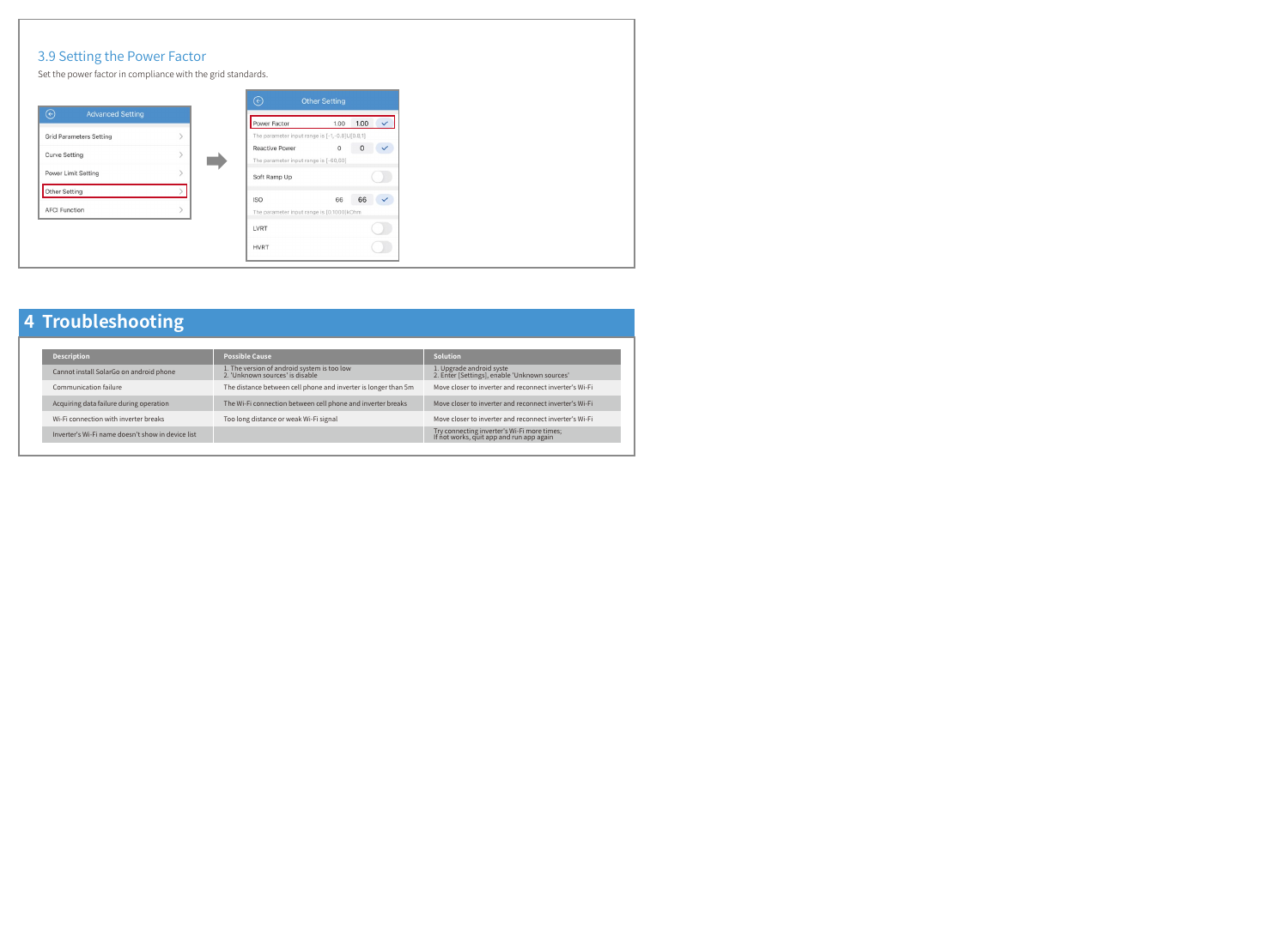## 3.9 Setting the Power Factor

Set the power factor in compliance with the grid standards.

Advanced Setting

- Grid Parameters Setting
- Curve Setting
- Power Limit Setting
- Other Setting
- AFCI Function

Other Setting

Power Factor 1.00 1.00

The parameter input range is [-1,-0.8]U[0.8,1]

Reactive Power 0 0

The parameter input range is [-60,60]

Soft Ramp Up

ISO 66 66

The parameter input range is [0,1000]kOhm

LVRT

HVRT

# 4 Troubleshooting

| Description | Possible Cause | Solution |
| --- | --- | --- |
| Cannot install SolarGo on android phone | 1. The version of android system is too low<br>2. 'Unknown sources' is disable | 1. Upgrade android syste<br>2. Enter [Settings], enable 'Unknown sources' |
| Communication failure | The distance between cell phone and inverter is longer than 5m | Move closer to inverter and reconnect inverter's Wi-Fi |
| Acquiring data failure during operation | The Wi-Fi connection between cell phone and inverter breaks | Move closer to inverter and reconnect inverter's Wi-Fi |
| Wi-Fi connection with inverter breaks | Too long distance or weak Wi-Fi signal | Move closer to inverter and reconnect inverter's Wi-Fi |
| Inverter's Wi-Fi name doesn't show in device list | | Try connecting inverter's Wi-Fi more times;<br>If not works, quit app and run app again |